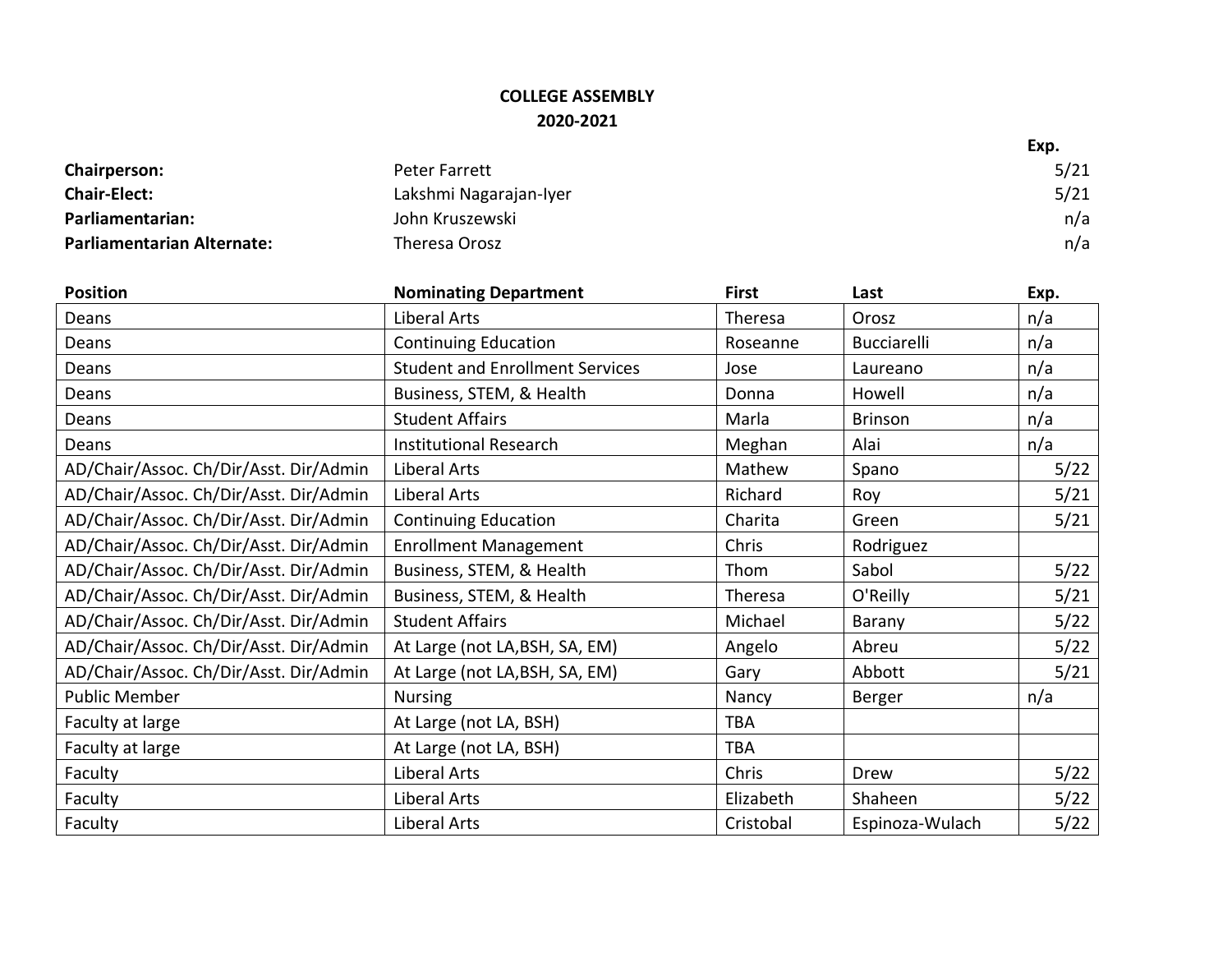**COLLEGE ASSEMBLY**
**2020-2021**

| | | Exp. |
|---|---|---|
| **Chairperson:** | Peter Farrett | 5/21 |
| **Chair-Elect:** | Lakshmi Nagarajan-Iyer | 5/21 |
| **Parliamentarian:** | John Kruszewski | n/a |
| **Parliamentarian Alternate:** | Theresa Orosz | n/a |

| Position | Nominating Department | First | Last | Exp. |
|---|---|---|---|---|
| Deans | Liberal Arts | Theresa | Orosz | n/a |
| Deans | Continuing Education | Roseanne | Bucciarelli | n/a |
| Deans | Student and Enrollment Services | Jose | Laureano | n/a |
| Deans | Business, STEM, & Health | Donna | Howell | n/a |
| Deans | Student Affairs | Marla | Brinson | n/a |
| Deans | Institutional Research | Meghan | Alai | n/a |
| AD/Chair/Assoc. Ch/Dir/Asst. Dir/Admin | Liberal Arts | Mathew | Spano | 5/22 |
| AD/Chair/Assoc. Ch/Dir/Asst. Dir/Admin | Liberal Arts | Richard | Roy | 5/21 |
| AD/Chair/Assoc. Ch/Dir/Asst. Dir/Admin | Continuing Education | Charita | Green | 5/21 |
| AD/Chair/Assoc. Ch/Dir/Asst. Dir/Admin | Enrollment Management | Chris | Rodriguez | |
| AD/Chair/Assoc. Ch/Dir/Asst. Dir/Admin | Business, STEM, & Health | Thom | Sabol | 5/22 |
| AD/Chair/Assoc. Ch/Dir/Asst. Dir/Admin | Business, STEM, & Health | Theresa | O'Reilly | 5/21 |
| AD/Chair/Assoc. Ch/Dir/Asst. Dir/Admin | Student Affairs | Michael | Barany | 5/22 |
| AD/Chair/Assoc. Ch/Dir/Asst. Dir/Admin | At Large (not LA,BSH, SA, EM) | Angelo | Abreu | 5/22 |
| AD/Chair/Assoc. Ch/Dir/Asst. Dir/Admin | At Large (not LA,BSH, SA, EM) | Gary | Abbott | 5/21 |
| Public Member | Nursing | Nancy | Berger | n/a |
| Faculty at large | At Large (not LA, BSH) | TBA | | |
| Faculty at large | At Large (not LA, BSH) | TBA | | |
| Faculty | Liberal Arts | Chris | Drew | 5/22 |
| Faculty | Liberal Arts | Elizabeth | Shaheen | 5/22 |
| Faculty | Liberal Arts | Cristobal | Espinoza-Wulach | 5/22 |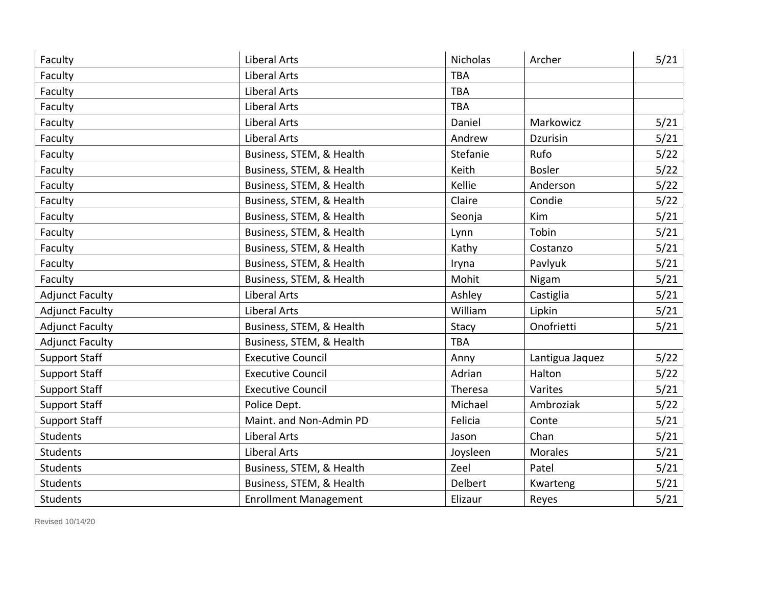| | | | | |
|---|---|---|---|---|
| Faculty | Liberal Arts | Nicholas | Archer | 5/21 |
| Faculty | Liberal Arts | TBA | | |
| Faculty | Liberal Arts | TBA | | |
| Faculty | Liberal Arts | TBA | | |
| Faculty | Liberal Arts | Daniel | Markowicz | 5/21 |
| Faculty | Liberal Arts | Andrew | Dzurisin | 5/21 |
| Faculty | Business, STEM, & Health | Stefanie | Rufo | 5/22 |
| Faculty | Business, STEM, & Health | Keith | Bosler | 5/22 |
| Faculty | Business, STEM, & Health | Kellie | Anderson | 5/22 |
| Faculty | Business, STEM, & Health | Claire | Condie | 5/22 |
| Faculty | Business, STEM, & Health | Seonja | Kim | 5/21 |
| Faculty | Business, STEM, & Health | Lynn | Tobin | 5/21 |
| Faculty | Business, STEM, & Health | Kathy | Costanzo | 5/21 |
| Faculty | Business, STEM, & Health | Iryna | Pavlyuk | 5/21 |
| Faculty | Business, STEM, & Health | Mohit | Nigam | 5/21 |
| Adjunct Faculty | Liberal Arts | Ashley | Castiglia | 5/21 |
| Adjunct Faculty | Liberal Arts | William | Lipkin | 5/21 |
| Adjunct Faculty | Business, STEM, & Health | Stacy | Onofrietti | 5/21 |
| Adjunct Faculty | Business, STEM, & Health | TBA | | |
| Support Staff | Executive Council | Anny | Lantigua Jaquez | 5/22 |
| Support Staff | Executive Council | Adrian | Halton | 5/22 |
| Support Staff | Executive Council | Theresa | Varites | 5/21 |
| Support Staff | Police Dept. | Michael | Ambroziak | 5/22 |
| Support Staff | Maint. and Non-Admin PD | Felicia | Conte | 5/21 |
| Students | Liberal Arts | Jason | Chan | 5/21 |
| Students | Liberal Arts | Joysleen | Morales | 5/21 |
| Students | Business, STEM, & Health | Zeel | Patel | 5/21 |
| Students | Business, STEM, & Health | Delbert | Kwarteng | 5/21 |
| Students | Enrollment Management | Elizaur | Reyes | 5/21 |

Revised 10/14/20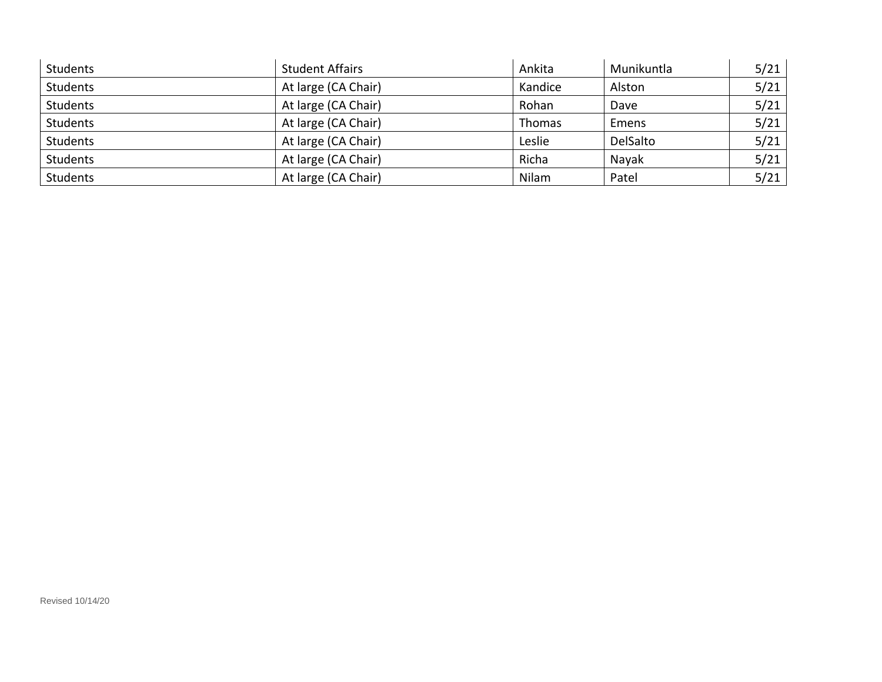| | | | | |
|---|---|---|---|---|
| Students | Student Affairs | Ankita | Munikuntla | 5/21 |
| Students | At large (CA Chair) | Kandice | Alston | 5/21 |
| Students | At large (CA Chair) | Rohan | Dave | 5/21 |
| Students | At large (CA Chair) | Thomas | Emens | 5/21 |
| Students | At large (CA Chair) | Leslie | DelSalto | 5/21 |
| Students | At large (CA Chair) | Richa | Nayak | 5/21 |
| Students | At large (CA Chair) | Nilam | Patel | 5/21 |